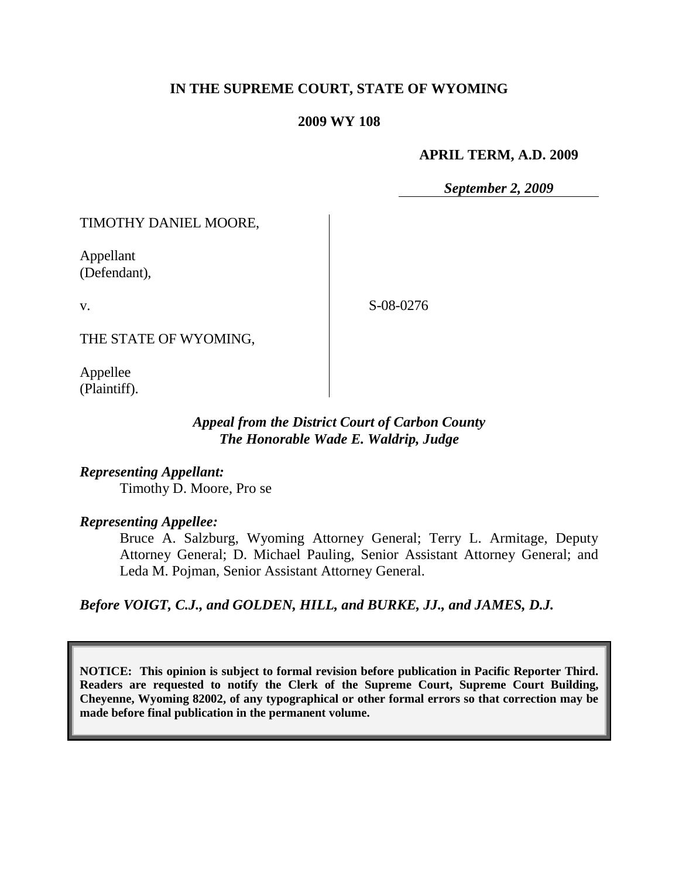**IN THE SUPREME COURT, STATE OF WYOMING**

**2009 WY 108**

**APRIL TERM, A.D. 2009**

***September 2, 2009***

TIMOTHY DANIEL MOORE,

Appellant
(Defendant),

v.

THE STATE OF WYOMING,

Appellee
(Plaintiff).

S-08-0276

***Appeal from the District Court of Carbon County***
***The Honorable Wade E. Waldrip, Judge***

***Representing Appellant:***

Timothy D. Moore, Pro se

***Representing Appellee:***

Bruce A. Salzburg, Wyoming Attorney General; Terry L. Armitage, Deputy Attorney General; D. Michael Pauling, Senior Assistant Attorney General; and Leda M. Pojman, Senior Assistant Attorney General.

***Before VOIGT, C.J., and GOLDEN, HILL, and BURKE, JJ., and JAMES, D.J.***

**NOTICE: This opinion is subject to formal revision before publication in Pacific Reporter Third. Readers are requested to notify the Clerk of the Supreme Court, Supreme Court Building, Cheyenne, Wyoming 82002, of any typographical or other formal errors so that correction may be made before final publication in the permanent volume.**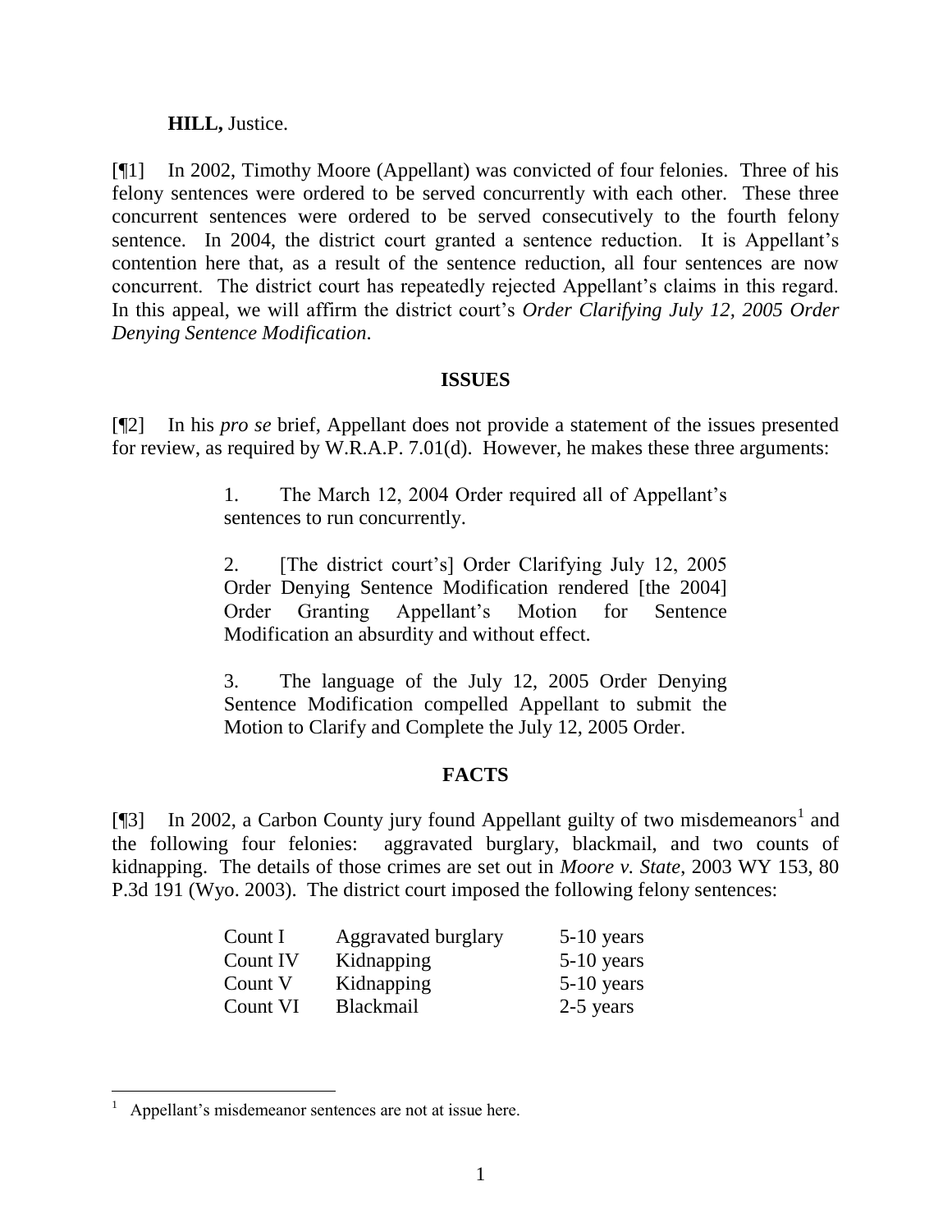**HILL,** Justice.

[¶1] In 2002, Timothy Moore (Appellant) was convicted of four felonies. Three of his felony sentences were ordered to be served concurrently with each other. These three concurrent sentences were ordered to be served consecutively to the fourth felony sentence. In 2004, the district court granted a sentence reduction. It is Appellant's contention here that, as a result of the sentence reduction, all four sentences are now concurrent. The district court has repeatedly rejected Appellant's claims in this regard. In this appeal, we will affirm the district court's *Order Clarifying July 12, 2005 Order Denying Sentence Modification*.

## ISSUES

[¶2] In his *pro se* brief, Appellant does not provide a statement of the issues presented for review, as required by W.R.A.P. 7.01(d). However, he makes these three arguments:

> 1. The March 12, 2004 Order required all of Appellant's sentences to run concurrently.
>
> 2. [The district court's] Order Clarifying July 12, 2005 Order Denying Sentence Modification rendered [the 2004] Order Granting Appellant's Motion for Sentence Modification an absurdity and without effect.
>
> 3. The language of the July 12, 2005 Order Denying Sentence Modification compelled Appellant to submit the Motion to Clarify and Complete the July 12, 2005 Order.

## FACTS

[¶3] In 2002, a Carbon County jury found Appellant guilty of two misdemeanors[1] and the following four felonies: aggravated burglary, blackmail, and two counts of kidnapping. The details of those crimes are set out in *Moore v. State*, 2003 WY 153, 80 P.3d 191 (Wyo. 2003). The district court imposed the following felony sentences:

| | | |
|---|---|---|
| Count I | Aggravated burglary | 5-10 years |
| Count IV | Kidnapping | 5-10 years |
| Count V | Kidnapping | 5-10 years |
| Count VI | Blackmail | 2-5 years |

[1] Appellant's misdemeanor sentences are not at issue here.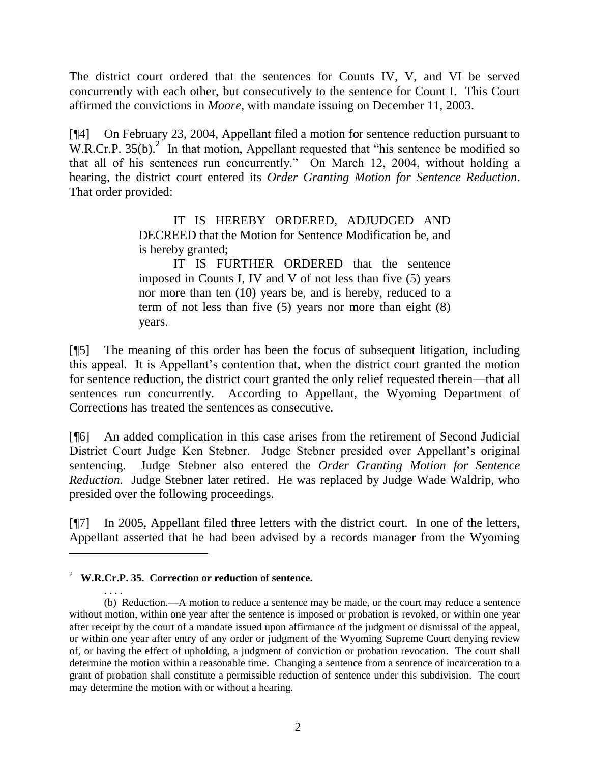The district court ordered that the sentences for Counts IV, V, and VI be served concurrently with each other, but consecutively to the sentence for Count I. This Court affirmed the convictions in *Moore*, with mandate issuing on December 11, 2003.

[¶4] On February 23, 2004, Appellant filed a motion for sentence reduction pursuant to W.R.Cr.P. 35(b).[2] In that motion, Appellant requested that "his sentence be modified so that all of his sentences run concurrently." On March 12, 2004, without holding a hearing, the district court entered its *Order Granting Motion for Sentence Reduction*. That order provided:

> IT IS HEREBY ORDERED, ADJUDGED AND DECREED that the Motion for Sentence Modification be, and is hereby granted;
>
> IT IS FURTHER ORDERED that the sentence imposed in Counts I, IV and V of not less than five (5) years nor more than ten (10) years be, and is hereby, reduced to a term of not less than five (5) years nor more than eight (8) years.

[¶5] The meaning of this order has been the focus of subsequent litigation, including this appeal. It is Appellant's contention that, when the district court granted the motion for sentence reduction, the district court granted the only relief requested therein—that all sentences run concurrently. According to Appellant, the Wyoming Department of Corrections has treated the sentences as consecutive.

[¶6] An added complication in this case arises from the retirement of Second Judicial District Court Judge Ken Stebner. Judge Stebner presided over Appellant's original sentencing. Judge Stebner also entered the *Order Granting Motion for Sentence Reduction*. Judge Stebner later retired. He was replaced by Judge Wade Waldrip, who presided over the following proceedings.

[¶7] In 2005, Appellant filed three letters with the district court. In one of the letters, Appellant asserted that he had been advised by a records manager from the Wyoming

---

[2] **W.R.Cr.P. 35. Correction or reduction of sentence.**

. . . .

(b) Reduction.—A motion to reduce a sentence may be made, or the court may reduce a sentence without motion, within one year after the sentence is imposed or probation is revoked, or within one year after receipt by the court of a mandate issued upon affirmance of the judgment or dismissal of the appeal, or within one year after entry of any order or judgment of the Wyoming Supreme Court denying review of, or having the effect of upholding, a judgment of conviction or probation revocation. The court shall determine the motion within a reasonable time. Changing a sentence from a sentence of incarceration to a grant of probation shall constitute a permissible reduction of sentence under this subdivision. The court may determine the motion with or without a hearing.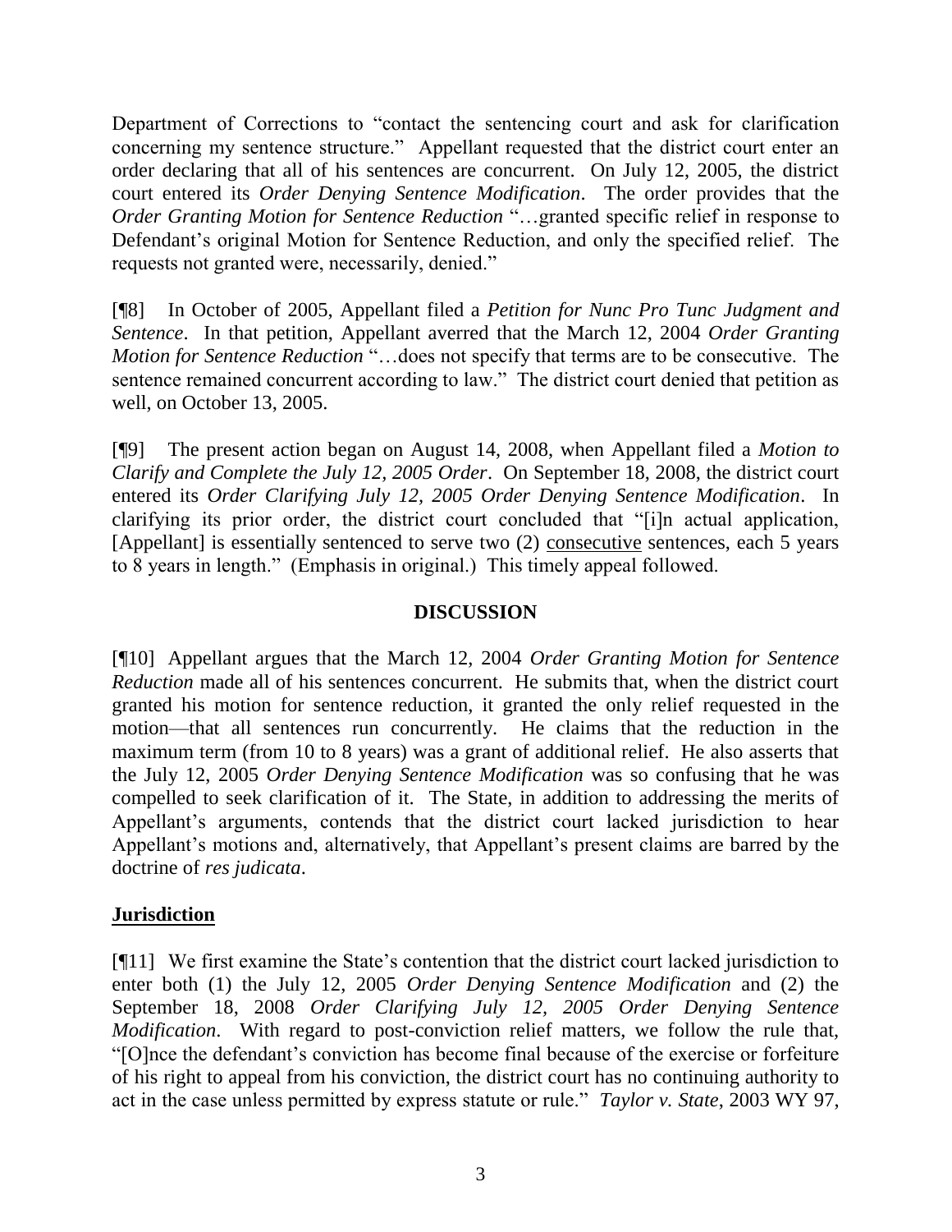Department of Corrections to "contact the sentencing court and ask for clarification concerning my sentence structure." Appellant requested that the district court enter an order declaring that all of his sentences are concurrent. On July 12, 2005, the district court entered its *Order Denying Sentence Modification*. The order provides that the *Order Granting Motion for Sentence Reduction* "…granted specific relief in response to Defendant's original Motion for Sentence Reduction, and only the specified relief. The requests not granted were, necessarily, denied."

[¶8] In October of 2005, Appellant filed a *Petition for Nunc Pro Tunc Judgment and Sentence*. In that petition, Appellant averred that the March 12, 2004 *Order Granting Motion for Sentence Reduction* "…does not specify that terms are to be consecutive. The sentence remained concurrent according to law." The district court denied that petition as well, on October 13, 2005.

[¶9] The present action began on August 14, 2008, when Appellant filed a *Motion to Clarify and Complete the July 12, 2005 Order*. On September 18, 2008, the district court entered its *Order Clarifying July 12, 2005 Order Denying Sentence Modification*. In clarifying its prior order, the district court concluded that "[i]n actual application, [Appellant] is essentially sentenced to serve two (2) consecutive sentences, each 5 years to 8 years in length." (Emphasis in original.) This timely appeal followed.

## DISCUSSION

[¶10] Appellant argues that the March 12, 2004 *Order Granting Motion for Sentence Reduction* made all of his sentences concurrent. He submits that, when the district court granted his motion for sentence reduction, it granted the only relief requested in the motion—that all sentences run concurrently. He claims that the reduction in the maximum term (from 10 to 8 years) was a grant of additional relief. He also asserts that the July 12, 2005 *Order Denying Sentence Modification* was so confusing that he was compelled to seek clarification of it. The State, in addition to addressing the merits of Appellant's arguments, contends that the district court lacked jurisdiction to hear Appellant's motions and, alternatively, that Appellant's present claims are barred by the doctrine of *res judicata*.

### Jurisdiction

[¶11] We first examine the State's contention that the district court lacked jurisdiction to enter both (1) the July 12, 2005 *Order Denying Sentence Modification* and (2) the September 18, 2008 *Order Clarifying July 12, 2005 Order Denying Sentence Modification*. With regard to post-conviction relief matters, we follow the rule that, "[O]nce the defendant's conviction has become final because of the exercise or forfeiture of his right to appeal from his conviction, the district court has no continuing authority to act in the case unless permitted by express statute or rule." *Taylor v. State*, 2003 WY 97,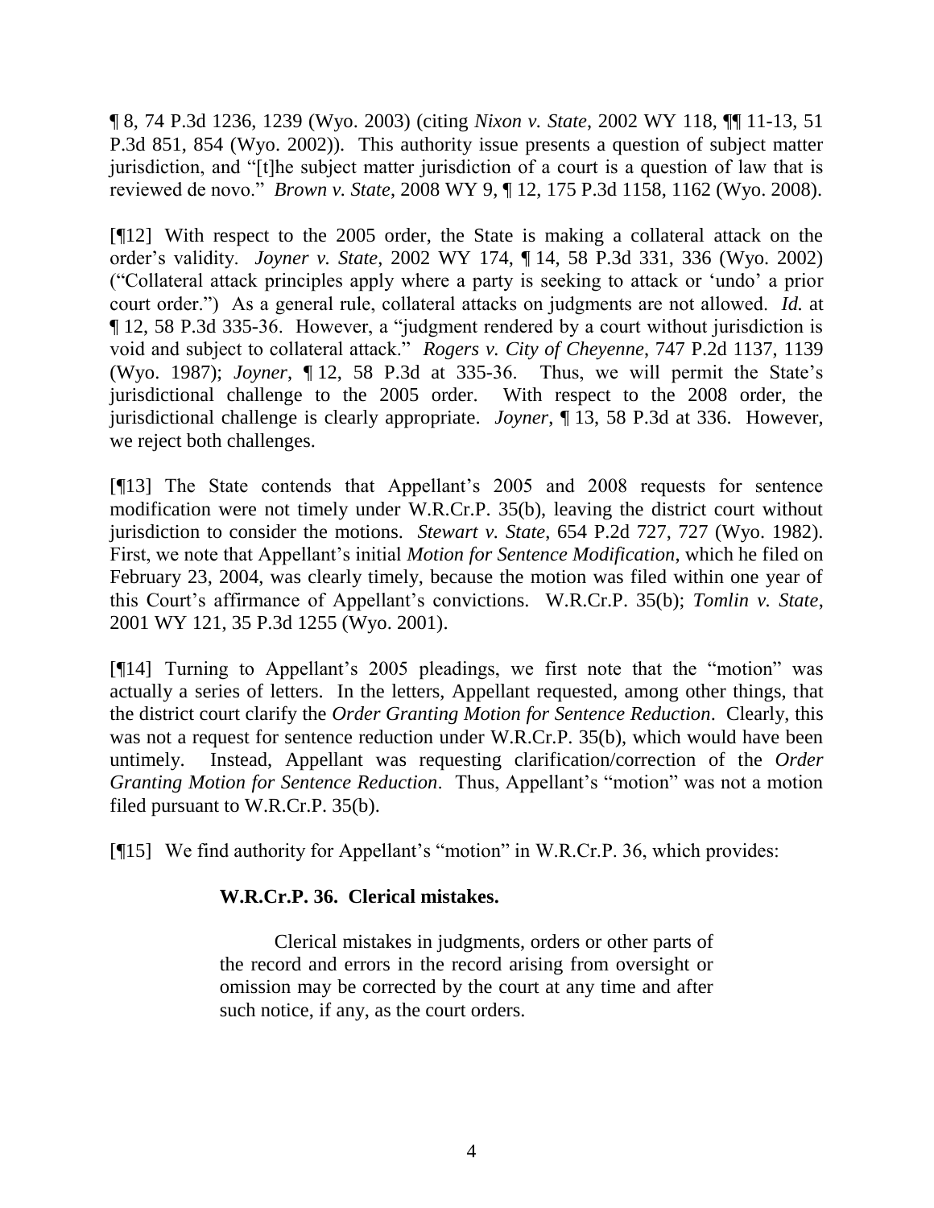¶ 8, 74 P.3d 1236, 1239 (Wyo. 2003) (citing *Nixon v. State*, 2002 WY 118, ¶¶ 11-13, 51 P.3d 851, 854 (Wyo. 2002)). This authority issue presents a question of subject matter jurisdiction, and "[t]he subject matter jurisdiction of a court is a question of law that is reviewed de novo." *Brown v. State*, 2008 WY 9, ¶ 12, 175 P.3d 1158, 1162 (Wyo. 2008).

[¶12] With respect to the 2005 order, the State is making a collateral attack on the order's validity. *Joyner v. State*, 2002 WY 174, ¶ 14, 58 P.3d 331, 336 (Wyo. 2002) ("Collateral attack principles apply where a party is seeking to attack or 'undo' a prior court order.") As a general rule, collateral attacks on judgments are not allowed. *Id.* at ¶ 12, 58 P.3d 335-36. However, a "judgment rendered by a court without jurisdiction is void and subject to collateral attack." *Rogers v. City of Cheyenne*, 747 P.2d 1137, 1139 (Wyo. 1987); *Joyner*, ¶ 12, 58 P.3d at 335-36. Thus, we will permit the State's jurisdictional challenge to the 2005 order. With respect to the 2008 order, the jurisdictional challenge is clearly appropriate. *Joyner*, ¶ 13, 58 P.3d at 336. However, we reject both challenges.

[¶13] The State contends that Appellant's 2005 and 2008 requests for sentence modification were not timely under W.R.Cr.P. 35(b), leaving the district court without jurisdiction to consider the motions. *Stewart v. State*, 654 P.2d 727, 727 (Wyo. 1982). First, we note that Appellant's initial *Motion for Sentence Modification*, which he filed on February 23, 2004, was clearly timely, because the motion was filed within one year of this Court's affirmance of Appellant's convictions. W.R.Cr.P. 35(b); *Tomlin v. State*, 2001 WY 121, 35 P.3d 1255 (Wyo. 2001).

[¶14] Turning to Appellant's 2005 pleadings, we first note that the "motion" was actually a series of letters. In the letters, Appellant requested, among other things, that the district court clarify the *Order Granting Motion for Sentence Reduction*. Clearly, this was not a request for sentence reduction under W.R.Cr.P. 35(b), which would have been untimely. Instead, Appellant was requesting clarification/correction of the *Order Granting Motion for Sentence Reduction*. Thus, Appellant's "motion" was not a motion filed pursuant to W.R.Cr.P. 35(b).

[¶15] We find authority for Appellant's "motion" in W.R.Cr.P. 36, which provides:

> **W.R.Cr.P. 36. Clerical mistakes.**
>
> Clerical mistakes in judgments, orders or other parts of the record and errors in the record arising from oversight or omission may be corrected by the court at any time and after such notice, if any, as the court orders.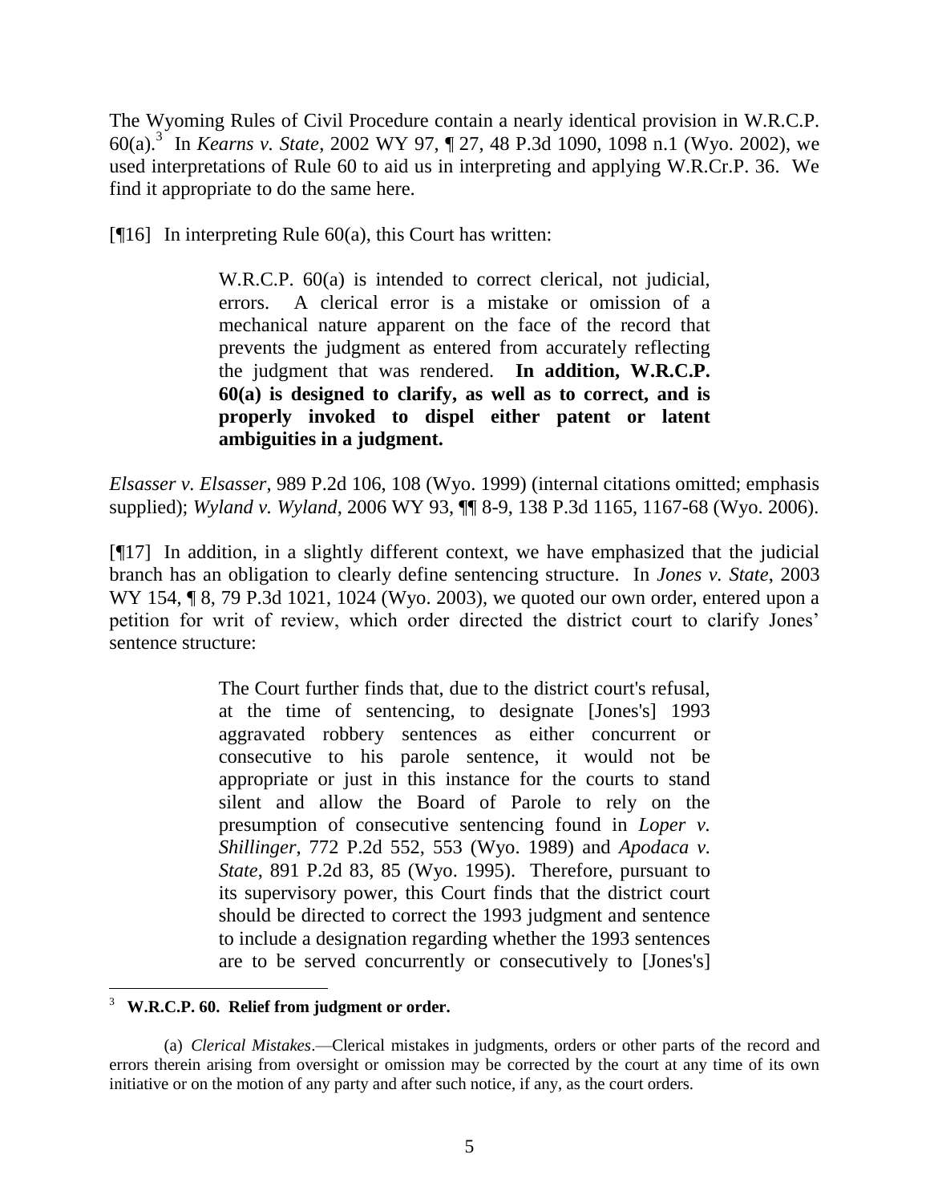The Wyoming Rules of Civil Procedure contain a nearly identical provision in W.R.C.P. 60(a).[3] In *Kearns v. State*, 2002 WY 97, ¶ 27, 48 P.3d 1090, 1098 n.1 (Wyo. 2002), we used interpretations of Rule 60 to aid us in interpreting and applying W.R.Cr.P. 36. We find it appropriate to do the same here.

[¶16] In interpreting Rule 60(a), this Court has written:

> W.R.C.P. 60(a) is intended to correct clerical, not judicial, errors. A clerical error is a mistake or omission of a mechanical nature apparent on the face of the record that prevents the judgment as entered from accurately reflecting the judgment that was rendered. **In addition, W.R.C.P. 60(a) is designed to clarify, as well as to correct, and is properly invoked to dispel either patent or latent ambiguities in a judgment.**

*Elsasser v. Elsasser*, 989 P.2d 106, 108 (Wyo. 1999) (internal citations omitted; emphasis supplied); *Wyland v. Wyland*, 2006 WY 93, ¶¶ 8-9, 138 P.3d 1165, 1167-68 (Wyo. 2006).

[¶17] In addition, in a slightly different context, we have emphasized that the judicial branch has an obligation to clearly define sentencing structure. In *Jones v. State*, 2003 WY 154, ¶ 8, 79 P.3d 1021, 1024 (Wyo. 2003), we quoted our own order, entered upon a petition for writ of review, which order directed the district court to clarify Jones' sentence structure:

> The Court further finds that, due to the district court's refusal, at the time of sentencing, to designate [Jones's] 1993 aggravated robbery sentences as either concurrent or consecutive to his parole sentence, it would not be appropriate or just in this instance for the courts to stand silent and allow the Board of Parole to rely on the presumption of consecutive sentencing found in *Loper v. Shillinger*, 772 P.2d 552, 553 (Wyo. 1989) and *Apodaca v. State*, 891 P.2d 83, 85 (Wyo. 1995). Therefore, pursuant to its supervisory power, this Court finds that the district court should be directed to correct the 1993 judgment and sentence to include a designation regarding whether the 1993 sentences are to be served concurrently or consecutively to [Jones's]

---

[3] **W.R.C.P. 60. Relief from judgment or order.**

(a) *Clerical Mistakes*.—Clerical mistakes in judgments, orders or other parts of the record and errors therein arising from oversight or omission may be corrected by the court at any time of its own initiative or on the motion of any party and after such notice, if any, as the court orders.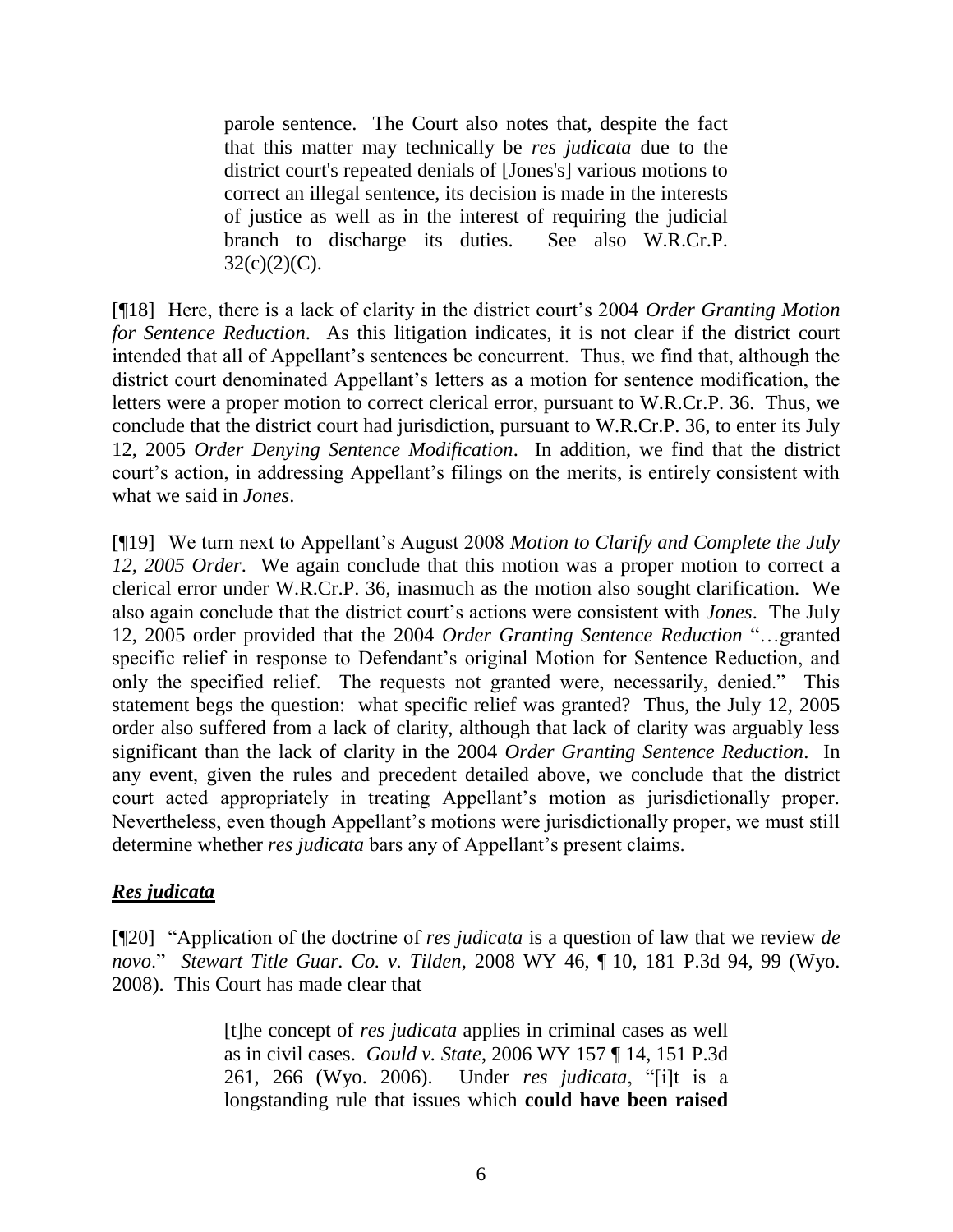> parole sentence. The Court also notes that, despite the fact that this matter may technically be *res judicata* due to the district court's repeated denials of [Jones's] various motions to correct an illegal sentence, its decision is made in the interests of justice as well as in the interest of requiring the judicial branch to discharge its duties. See also W.R.Cr.P. 32(c)(2)(C).

[¶18] Here, there is a lack of clarity in the district court's 2004 *Order Granting Motion for Sentence Reduction*. As this litigation indicates, it is not clear if the district court intended that all of Appellant's sentences be concurrent. Thus, we find that, although the district court denominated Appellant's letters as a motion for sentence modification, the letters were a proper motion to correct clerical error, pursuant to W.R.Cr.P. 36. Thus, we conclude that the district court had jurisdiction, pursuant to W.R.Cr.P. 36, to enter its July 12, 2005 *Order Denying Sentence Modification*. In addition, we find that the district court's action, in addressing Appellant's filings on the merits, is entirely consistent with what we said in *Jones*.

[¶19] We turn next to Appellant's August 2008 *Motion to Clarify and Complete the July 12, 2005 Order*. We again conclude that this motion was a proper motion to correct a clerical error under W.R.Cr.P. 36, inasmuch as the motion also sought clarification. We also again conclude that the district court's actions were consistent with *Jones*. The July 12, 2005 order provided that the 2004 *Order Granting Sentence Reduction* "…granted specific relief in response to Defendant's original Motion for Sentence Reduction, and only the specified relief. The requests not granted were, necessarily, denied." This statement begs the question: what specific relief was granted? Thus, the July 12, 2005 order also suffered from a lack of clarity, although that lack of clarity was arguably less significant than the lack of clarity in the 2004 *Order Granting Sentence Reduction*. In any event, given the rules and precedent detailed above, we conclude that the district court acted appropriately in treating Appellant's motion as jurisdictionally proper. Nevertheless, even though Appellant's motions were jurisdictionally proper, we must still determine whether *res judicata* bars any of Appellant's present claims.

***Res judicata***

[¶20] "Application of the doctrine of *res judicata* is a question of law that we review *de novo*." *Stewart Title Guar. Co. v. Tilden*, 2008 WY 46, ¶ 10, 181 P.3d 94, 99 (Wyo. 2008). This Court has made clear that

> [t]he concept of *res judicata* applies in criminal cases as well as in civil cases. *Gould v. State*, 2006 WY 157 ¶ 14, 151 P.3d 261, 266 (Wyo. 2006). Under *res judicata*, "[i]t is a longstanding rule that issues which **could have been raised**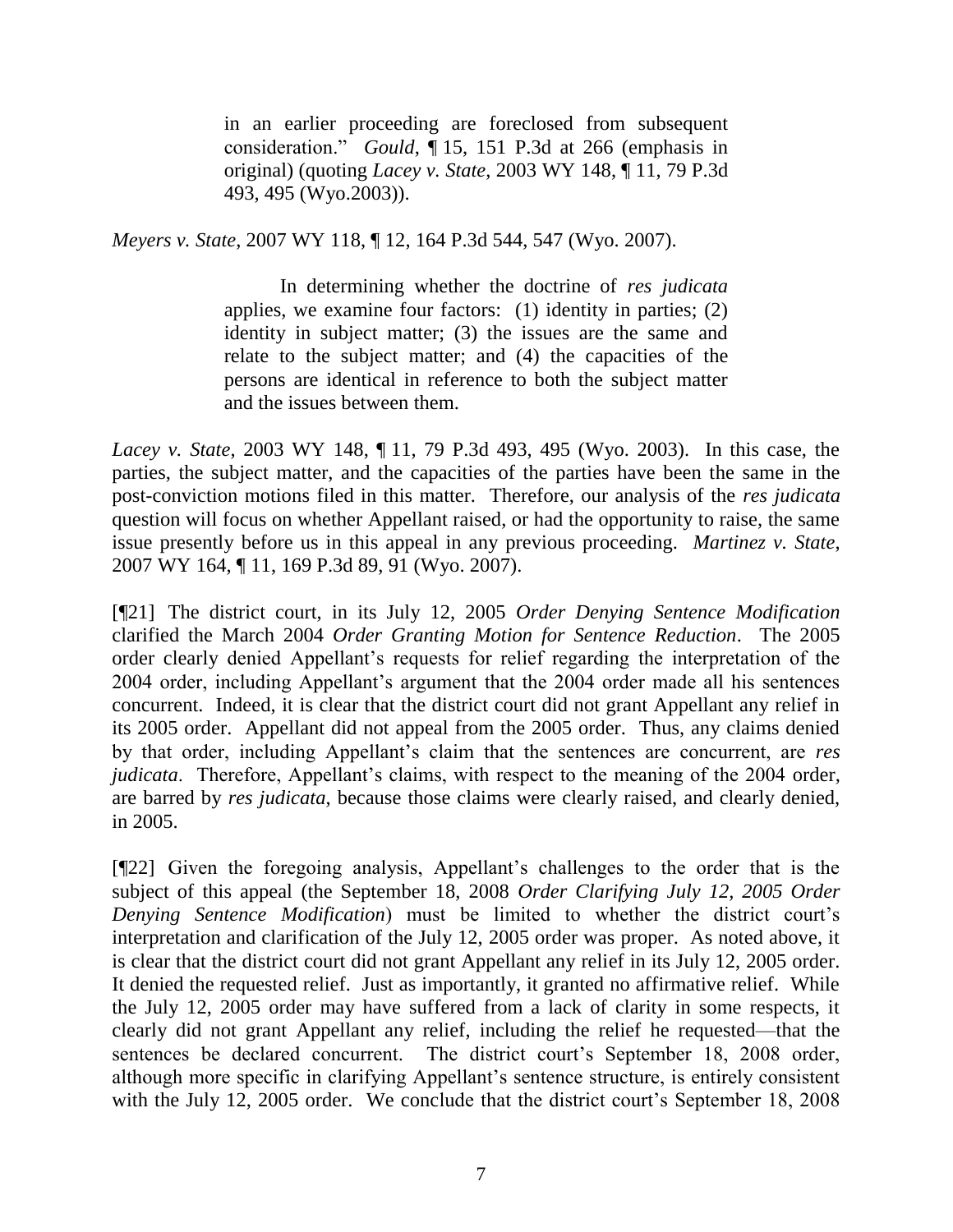> in an earlier proceeding are foreclosed from subsequent consideration." *Gould*, ¶ 15, 151 P.3d at 266 (emphasis in original) (quoting *Lacey v. State*, 2003 WY 148, ¶ 11, 79 P.3d 493, 495 (Wyo.2003)).

*Meyers v. State*, 2007 WY 118, ¶ 12, 164 P.3d 544, 547 (Wyo. 2007).

> In determining whether the doctrine of *res judicata* applies, we examine four factors: (1) identity in parties; (2) identity in subject matter; (3) the issues are the same and relate to the subject matter; and (4) the capacities of the persons are identical in reference to both the subject matter and the issues between them.

*Lacey v. State*, 2003 WY 148, ¶ 11, 79 P.3d 493, 495 (Wyo. 2003). In this case, the parties, the subject matter, and the capacities of the parties have been the same in the post-conviction motions filed in this matter. Therefore, our analysis of the *res judicata* question will focus on whether Appellant raised, or had the opportunity to raise, the same issue presently before us in this appeal in any previous proceeding. *Martinez v. State*, 2007 WY 164, ¶ 11, 169 P.3d 89, 91 (Wyo. 2007).

[¶21] The district court, in its July 12, 2005 *Order Denying Sentence Modification* clarified the March 2004 *Order Granting Motion for Sentence Reduction*. The 2005 order clearly denied Appellant's requests for relief regarding the interpretation of the 2004 order, including Appellant's argument that the 2004 order made all his sentences concurrent. Indeed, it is clear that the district court did not grant Appellant any relief in its 2005 order. Appellant did not appeal from the 2005 order. Thus, any claims denied by that order, including Appellant's claim that the sentences are concurrent, are *res judicata*. Therefore, Appellant's claims, with respect to the meaning of the 2004 order, are barred by *res judicata*, because those claims were clearly raised, and clearly denied, in 2005.

[¶22] Given the foregoing analysis, Appellant's challenges to the order that is the subject of this appeal (the September 18, 2008 *Order Clarifying July 12, 2005 Order Denying Sentence Modification*) must be limited to whether the district court's interpretation and clarification of the July 12, 2005 order was proper. As noted above, it is clear that the district court did not grant Appellant any relief in its July 12, 2005 order. It denied the requested relief. Just as importantly, it granted no affirmative relief. While the July 12, 2005 order may have suffered from a lack of clarity in some respects, it clearly did not grant Appellant any relief, including the relief he requested—that the sentences be declared concurrent. The district court's September 18, 2008 order, although more specific in clarifying Appellant's sentence structure, is entirely consistent with the July 12, 2005 order. We conclude that the district court's September 18, 2008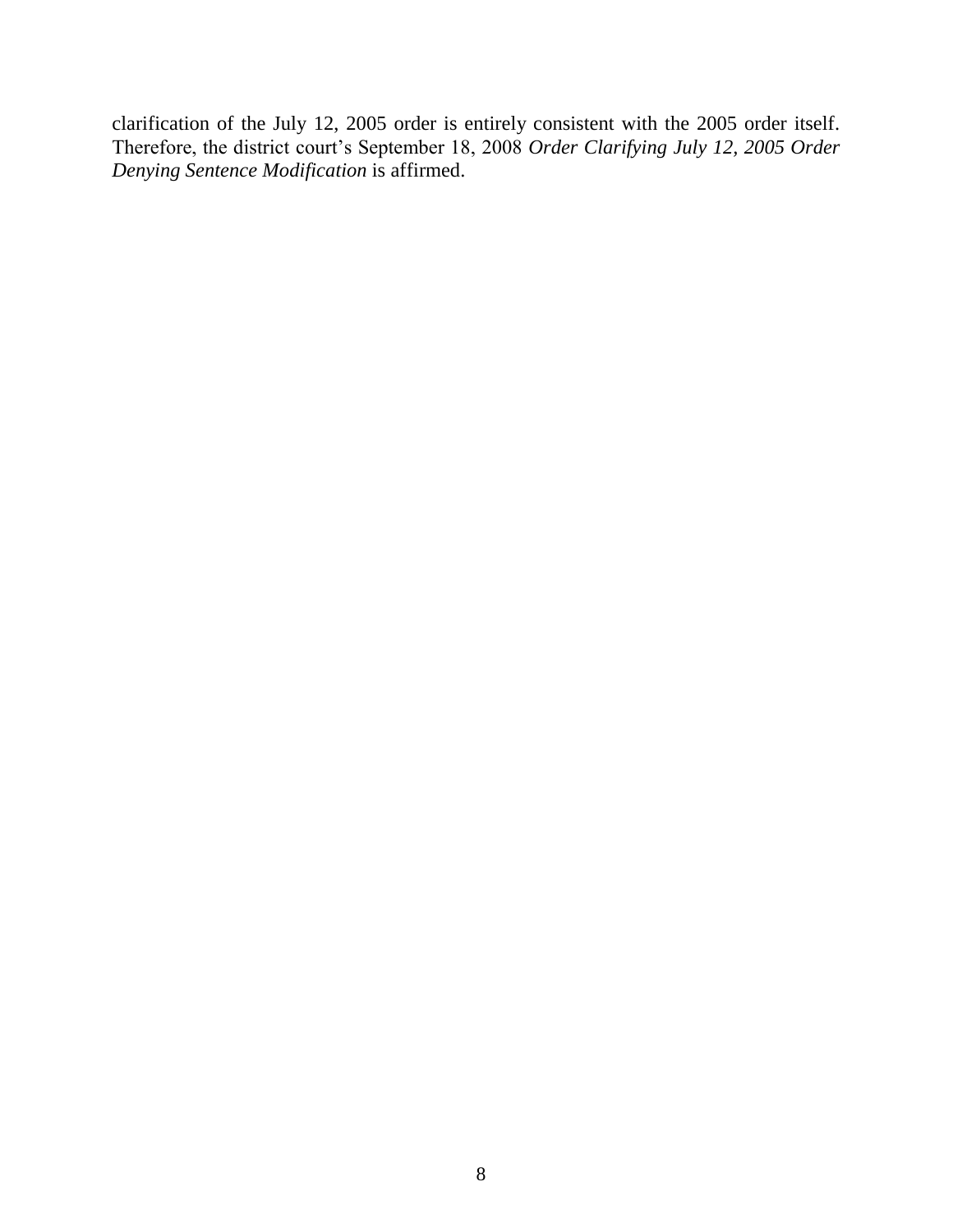clarification of the July 12, 2005 order is entirely consistent with the 2005 order itself. Therefore, the district court's September 18, 2008 *Order Clarifying July 12, 2005 Order Denying Sentence Modification* is affirmed.